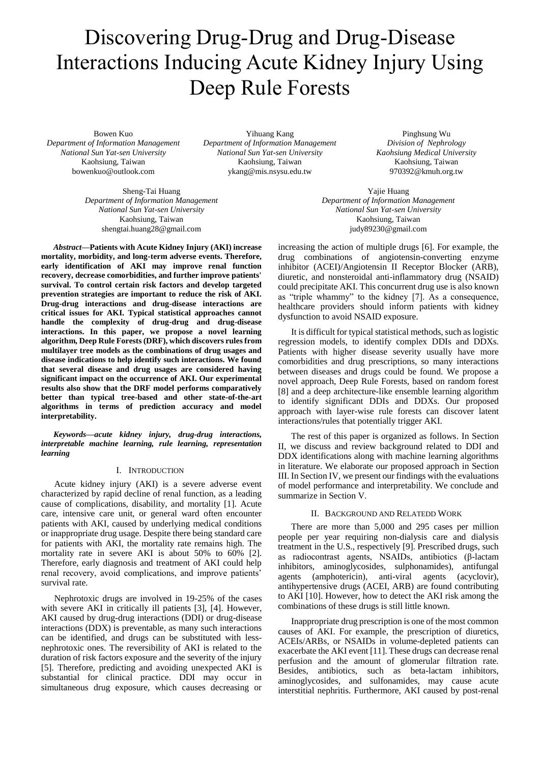# Discovering Drug-Drug and Drug-Disease Interactions Inducing Acute Kidney Injury Using Deep Rule Forests

Bowen Kuo
*Department of Information Management*
*National Sun Yat-sen University*
Kaohsiung, Taiwan
bowenkuo@outlook.com

Yihuang Kang
*Department of Information Management*
*National Sun Yat-sen University*
Kaohsiung, Taiwan
ykang@mis.nsysu.edu.tw

Pinghsung Wu
*Division of Nephrology*
*Kaohsiung Medical University*
Kaohsiung, Taiwan
970392@kmuh.org.tw

Sheng-Tai Huang
*Department of Information Management*
*National Sun Yat-sen University*
Kaohsiung, Taiwan
shengtai.huang28@gmail.com

Yajie Huang
*Department of Information Management*
*National Sun Yat-sen University*
Kaohsiung, Taiwan
judy89230@gmail.com

***Abstract*—Patients with Acute Kidney Injury (AKI) increase mortality, morbidity, and long-term adverse events. Therefore, early identification of AKI may improve renal function recovery, decrease comorbidities, and further improve patients' survival. To control certain risk factors and develop targeted prevention strategies are important to reduce the risk of AKI. Drug-drug interactions and drug-disease interactions are critical issues for AKI. Typical statistical approaches cannot handle the complexity of drug-drug and drug-disease interactions. In this paper, we propose a novel learning algorithm, Deep Rule Forests (DRF), which discovers rules from multilayer tree models as the combinations of drug usages and disease indications to help identify such interactions. We found that several disease and drug usages are considered having significant impact on the occurrence of AKI. Our experimental results also show that the DRF model performs comparatively better than typical tree-based and other state-of-the-art algorithms in terms of prediction accuracy and model interpretability.**

***Keywords*—*acute kidney injury, drug-drug interactions, interpretable machine learning, rule learning, representation learning***

## I. Introduction

Acute kidney injury (AKI) is a severe adverse event characterized by rapid decline of renal function, as a leading cause of complications, disability, and mortality [1]. Acute care, intensive care unit, or general ward often encounter patients with AKI, caused by underlying medical conditions or inappropriate drug usage. Despite there being standard care for patients with AKI, the mortality rate remains high. The mortality rate in severe AKI is about 50% to 60% [2]. Therefore, early diagnosis and treatment of AKI could help renal recovery, avoid complications, and improve patients' survival rate.

Nephrotoxic drugs are involved in 19-25% of the cases with severe AKI in critically ill patients [3], [4]. However, AKI caused by drug-drug interactions (DDI) or drug-disease interactions (DDX) is preventable, as many such interactions can be identified, and drugs can be substituted with less-nephrotoxic ones. The reversibility of AKI is related to the duration of risk factors exposure and the severity of the injury [5]. Therefore, predicting and avoiding unexpected AKI is substantial for clinical practice. DDI may occur in simultaneous drug exposure, which causes decreasing or increasing the action of multiple drugs [6]. For example, the drug combinations of angiotensin-converting enzyme inhibitor (ACEI)/Angiotensin II Receptor Blocker (ARB), diuretic, and nonsteroidal anti-inflammatory drug (NSAID) could precipitate AKI. This concurrent drug use is also known as "triple whammy" to the kidney [7]. As a consequence, healthcare providers should inform patients with kidney dysfunction to avoid NSAID exposure.

It is difficult for typical statistical methods, such as logistic regression models, to identify complex DDIs and DDXs. Patients with higher disease severity usually have more comorbidities and drug prescriptions, so many interactions between diseases and drugs could be found. We propose a novel approach, Deep Rule Forests, based on random forest [8] and a deep architecture-like ensemble learning algorithm to identify significant DDIs and DDXs. Our proposed approach with layer-wise rule forests can discover latent interactions/rules that potentially trigger AKI.

The rest of this paper is organized as follows. In Section II, we discuss and review background related to DDI and DDX identifications along with machine learning algorithms in literature. We elaborate our proposed approach in Section III. In Section IV, we present our findings with the evaluations of model performance and interpretability. We conclude and summarize in Section V.

## II. Background and Relatedd Work

There are more than 5,000 and 295 cases per million people per year requiring non-dialysis care and dialysis treatment in the U.S., respectively [9]. Prescribed drugs, such as radiocontrast agents, NSAIDs, antibiotics (β-lactam inhibitors, aminoglycosides, sulphonamides), antifungal agents (amphotericin), anti-viral agents (acyclovir), antihypertensive drugs (ACEI, ARB) are found contributing to AKI [10]. However, how to detect the AKI risk among the combinations of these drugs is still little known.

Inappropriate drug prescription is one of the most common causes of AKI. For example, the prescription of diuretics, ACEIs/ARBs, or NSAIDs in volume-depleted patients can exacerbate the AKI event [11]. These drugs can decrease renal perfusion and the amount of glomerular filtration rate. Besides, antibiotics, such as beta-lactam inhibitors, aminoglycosides, and sulfonamides, may cause acute interstitial nephritis. Furthermore, AKI caused by post-renal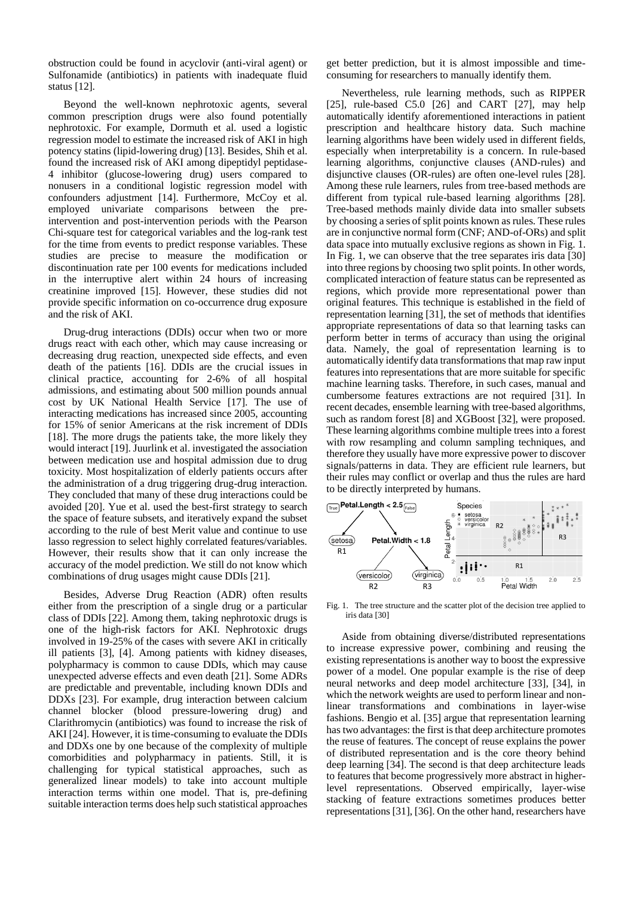obstruction could be found in acyclovir (anti-viral agent) or Sulfonamide (antibiotics) in patients with inadequate fluid status [12].

Beyond the well-known nephrotoxic agents, several common prescription drugs were also found potentially nephrotoxic. For example, Dormuth et al. used a logistic regression model to estimate the increased risk of AKI in high potency statins (lipid-lowering drug) [13]. Besides, Shih et al. found the increased risk of AKI among dipeptidyl peptidase-4 inhibitor (glucose-lowering drug) users compared to nonusers in a conditional logistic regression model with confounders adjustment [14]. Furthermore, McCoy et al. employed univariate comparisons between the pre-intervention and post-intervention periods with the Pearson Chi-square test for categorical variables and the log-rank test for the time from events to predict response variables. These studies are precise to measure the modification or discontinuation rate per 100 events for medications included in the interruptive alert within 24 hours of increasing creatinine improved [15]. However, these studies did not provide specific information on co-occurrence drug exposure and the risk of AKI.

Drug-drug interactions (DDIs) occur when two or more drugs react with each other, which may cause increasing or decreasing drug reaction, unexpected side effects, and even death of the patients [16]. DDIs are the crucial issues in clinical practice, accounting for 2-6% of all hospital admissions, and estimating about 500 million pounds annual cost by UK National Health Service [17]. The use of interacting medications has increased since 2005, accounting for 15% of senior Americans at the risk increment of DDIs [18]. The more drugs the patients take, the more likely they would interact [19]. Juurlink et al. investigated the association between medication use and hospital admission due to drug toxicity. Most hospitalization of elderly patients occurs after the administration of a drug triggering drug-drug interaction. They concluded that many of these drug interactions could be avoided [20]. Yue et al. used the best-first strategy to search the space of feature subsets, and iteratively expand the subset according to the rule of best Merit value and continue to use lasso regression to select highly correlated features/variables. However, their results show that it can only increase the accuracy of the model prediction. We still do not know which combinations of drug usages might cause DDIs [21].

Besides, Adverse Drug Reaction (ADR) often results either from the prescription of a single drug or a particular class of DDIs [22]. Among them, taking nephrotoxic drugs is one of the high-risk factors for AKI. Nephrotoxic drugs involved in 19-25% of the cases with severe AKI in critically ill patients [3], [4]. Among patients with kidney diseases, polypharmacy is common to cause DDIs, which may cause unexpected adverse effects and even death [21]. Some ADRs are predictable and preventable, including known DDIs and DDXs [23]. For example, drug interaction between calcium channel blocker (blood pressure-lowering drug) and Clarithromycin (antibiotics) was found to increase the risk of AKI [24]. However, it is time-consuming to evaluate the DDIs and DDXs one by one because of the complexity of multiple comorbidities and polypharmacy in patients. Still, it is challenging for typical statistical approaches, such as generalized linear models) to take into account multiple interaction terms within one model. That is, pre-defining suitable interaction terms does help such statistical approaches get better prediction, but it is almost impossible and time-consuming for researchers to manually identify them.

Nevertheless, rule learning methods, such as RIPPER [25], rule-based C5.0 [26] and CART [27], may help automatically identify aforementioned interactions in patient prescription and healthcare history data. Such machine learning algorithms have been widely used in different fields, especially when interpretability is a concern. In rule-based learning algorithms, conjunctive clauses (AND-rules) and disjunctive clauses (OR-rules) are often one-level rules [28]. Among these rule learners, rules from tree-based methods are different from typical rule-based learning algorithms [28]. Tree-based methods mainly divide data into smaller subsets by choosing a series of split points known as rules. These rules are in conjunctive normal form (CNF; AND-of-ORs) and split data space into mutually exclusive regions as shown in Fig. 1. In Fig. 1, we can observe that the tree separates iris data [30] into three regions by choosing two split points. In other words, complicated interaction of feature status can be represented as regions, which provide more representational power than original features. This technique is established in the field of representation learning [31], the set of methods that identifies appropriate representations of data so that learning tasks can perform better in terms of accuracy than using the original data. Namely, the goal of representation learning is to automatically identify data transformations that map raw input features into representations that are more suitable for specific machine learning tasks. Therefore, in such cases, manual and cumbersome features extractions are not required [31]. In recent decades, ensemble learning with tree-based algorithms, such as random forest [8] and XGBoost [32], were proposed. These learning algorithms combine multiple trees into a forest with row resampling and column sampling techniques, and therefore they usually have more expressive power to discover signals/patterns in data. They are efficient rule learners, but their rules may conflict or overlap and thus the rules are hard to be directly interpreted by humans.

Fig. 1. The tree structure and the scatter plot of the decision tree applied to iris data [30]

Aside from obtaining diverse/distributed representations to increase expressive power, combining and reusing the existing representations is another way to boost the expressive power of a model. One popular example is the rise of deep neural networks and deep model architecture [33], [34], in which the network weights are used to perform linear and non-linear transformations and combinations in layer-wise fashions. Bengio et al. [35] argue that representation learning has two advantages: the first is that deep architecture promotes the reuse of features. The concept of reuse explains the power of distributed representation and is the core theory behind deep learning [34]. The second is that deep architecture leads to features that become progressively more abstract in higher-level representations. Observed empirically, layer-wise stacking of feature extractions sometimes produces better representations [31], [36]. On the other hand, researchers have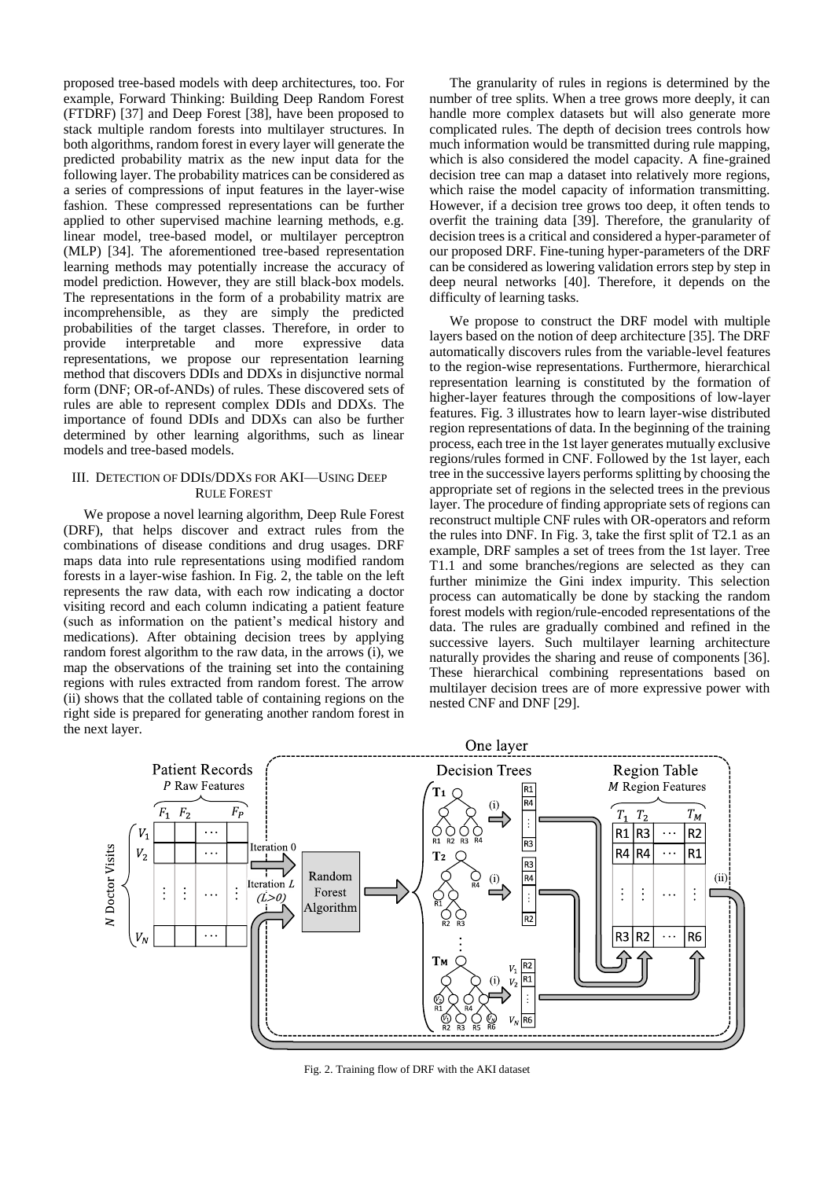proposed tree-based models with deep architectures, too. For example, Forward Thinking: Building Deep Random Forest (FTDRF) [37] and Deep Forest [38], have been proposed to stack multiple random forests into multilayer structures. In both algorithms, random forest in every layer will generate the predicted probability matrix as the new input data for the following layer. The probability matrices can be considered as a series of compressions of input features in the layer-wise fashion. These compressed representations can be further applied to other supervised machine learning methods, e.g. linear model, tree-based model, or multilayer perceptron (MLP) [34]. The aforementioned tree-based representation learning methods may potentially increase the accuracy of model prediction. However, they are still black-box models. The representations in the form of a probability matrix are incomprehensible, as they are simply the predicted probabilities of the target classes. Therefore, in order to provide interpretable and more expressive data representations, we propose our representation learning method that discovers DDIs and DDXs in disjunctive normal form (DNF; OR-of-ANDs) of rules. These discovered sets of rules are able to represent complex DDIs and DDXs. The importance of found DDIs and DDXs can also be further determined by other learning algorithms, such as linear models and tree-based models.

## III. Detection of DDIs/DDXs for AKI—Using Deep Rule Forest

We propose a novel learning algorithm, Deep Rule Forest (DRF), that helps discover and extract rules from the combinations of disease conditions and drug usages. DRF maps data into rule representations using modified random forests in a layer-wise fashion. In Fig. 2, the table on the left represents the raw data, with each row indicating a doctor visiting record and each column indicating a patient feature (such as information on the patient's medical history and medications). After obtaining decision trees by applying random forest algorithm to the raw data, in the arrows (i), we map the observations of the training set into the containing regions with rules extracted from random forest. The arrow (ii) shows that the collated table of containing regions on the right side is prepared for generating another random forest in the next layer.

The granularity of rules in regions is determined by the number of tree splits. When a tree grows more deeply, it can handle more complex datasets but will also generate more complicated rules. The depth of decision trees controls how much information would be transmitted during rule mapping, which is also considered the model capacity. A fine-grained decision tree can map a dataset into relatively more regions, which raise the model capacity of information transmitting. However, if a decision tree grows too deep, it often tends to overfit the training data [39]. Therefore, the granularity of decision trees is a critical and considered a hyper-parameter of our proposed DRF. Fine-tuning hyper-parameters of the DRF can be considered as lowering validation errors step by step in deep neural networks [40]. Therefore, it depends on the difficulty of learning tasks.

We propose to construct the DRF model with multiple layers based on the notion of deep architecture [35]. The DRF automatically discovers rules from the variable-level features to the region-wise representations. Furthermore, hierarchical representation learning is constituted by the formation of higher-layer features through the compositions of low-layer features. Fig. 3 illustrates how to learn layer-wise distributed region representations of data. In the beginning of the training process, each tree in the 1st layer generates mutually exclusive regions/rules formed in CNF. Followed by the 1st layer, each tree in the successive layers performs splitting by choosing the appropriate set of regions in the selected trees in the previous layer. The procedure of finding appropriate sets of regions can reconstruct multiple CNF rules with OR-operators and reform the rules into DNF. In Fig. 3, take the first split of T2.1 as an example, DRF samples a set of trees from the 1st layer. Tree T1.1 and some branches/regions are selected as they can further minimize the Gini index impurity. This selection process can automatically be done by stacking the random forest models with region/rule-encoded representations of the data. The rules are gradually combined and refined in the successive layers. Such multilayer learning architecture naturally provides the sharing and reuse of components [36]. These hierarchical combining representations based on multilayer decision trees are of more expressive power with nested CNF and DNF [29].

Fig. 2. Training flow of DRF with the AKI dataset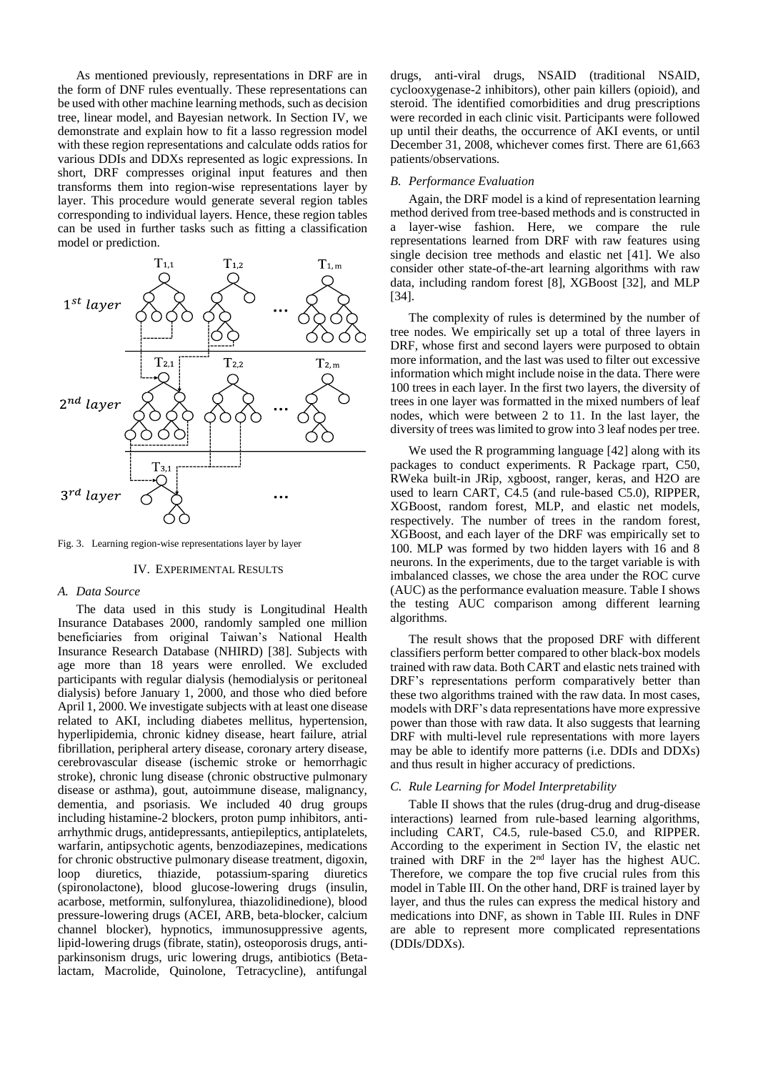As mentioned previously, representations in DRF are in the form of DNF rules eventually. These representations can be used with other machine learning methods, such as decision tree, linear model, and Bayesian network. In Section IV, we demonstrate and explain how to fit a lasso regression model with these region representations and calculate odds ratios for various DDIs and DDXs represented as logic expressions. In short, DRF compresses original input features and then transforms them into region-wise representations layer by layer. This procedure would generate several region tables corresponding to individual layers. Hence, these region tables can be used in further tasks such as fitting a classification model or prediction.

Fig. 3. Learning region-wise representations layer by layer

## IV. EXPERIMENTAL RESULTS

### A. Data Source

The data used in this study is Longitudinal Health Insurance Databases 2000, randomly sampled one million beneficiaries from original Taiwan's National Health Insurance Research Database (NHIRD) [38]. Subjects with age more than 18 years were enrolled. We excluded participants with regular dialysis (hemodialysis or peritoneal dialysis) before January 1, 2000, and those who died before April 1, 2000. We investigate subjects with at least one disease related to AKI, including diabetes mellitus, hypertension, hyperlipidemia, chronic kidney disease, heart failure, atrial fibrillation, peripheral artery disease, coronary artery disease, cerebrovascular disease (ischemic stroke or hemorrhagic stroke), chronic lung disease (chronic obstructive pulmonary disease or asthma), gout, autoimmune disease, malignancy, dementia, and psoriasis. We included 40 drug groups including histamine-2 blockers, proton pump inhibitors, anti-arrhythmic drugs, antidepressants, antiepileptics, antiplatelets, warfarin, antipsychotic agents, benzodiazepines, medications for chronic obstructive pulmonary disease treatment, digoxin, loop diuretics, thiazide, potassium-sparing diuretics (spironolactone), blood glucose-lowering drugs (insulin, acarbose, metformin, sulfonylurea, thiazolidinedione), blood pressure-lowering drugs (ACEI, ARB, beta-blocker, calcium channel blocker), hypnotics, immunosuppressive agents, lipid-lowering drugs (fibrate, statin), osteoporosis drugs, anti-parkinsonism drugs, uric lowering drugs, antibiotics (Beta-lactam, Macrolide, Quinolone, Tetracycline), antifungal drugs, anti-viral drugs, NSAID (traditional NSAID, cyclooxygenase-2 inhibitors), other pain killers (opioid), and steroid. The identified comorbidities and drug prescriptions were recorded in each clinic visit. Participants were followed up until their deaths, the occurrence of AKI events, or until December 31, 2008, whichever comes first. There are 61,663 patients/observations.

### B. Performance Evaluation

Again, the DRF model is a kind of representation learning method derived from tree-based methods and is constructed in a layer-wise fashion. Here, we compare the rule representations learned from DRF with raw features using single decision tree methods and elastic net [41]. We also consider other state-of-the-art learning algorithms with raw data, including random forest [8], XGBoost [32], and MLP [34].

The complexity of rules is determined by the number of tree nodes. We empirically set up a total of three layers in DRF, whose first and second layers were purposed to obtain more information, and the last was used to filter out excessive information which might include noise in the data. There were 100 trees in each layer. In the first two layers, the diversity of trees in one layer was formatted in the mixed numbers of leaf nodes, which were between 2 to 11. In the last layer, the diversity of trees was limited to grow into 3 leaf nodes per tree.

We used the R programming language [42] along with its packages to conduct experiments. R Package rpart, C50, RWeka built-in JRip, xgboost, ranger, keras, and H2O are used to learn CART, C4.5 (and rule-based C5.0), RIPPER, XGBoost, random forest, MLP, and elastic net models, respectively. The number of trees in the random forest, XGBoost, and each layer of the DRF was empirically set to 100. MLP was formed by two hidden layers with 16 and 8 neurons. In the experiments, due to the target variable is with imbalanced classes, we chose the area under the ROC curve (AUC) as the performance evaluation measure. Table I shows the testing AUC comparison among different learning algorithms.

The result shows that the proposed DRF with different classifiers perform better compared to other black-box models trained with raw data. Both CART and elastic nets trained with DRF's representations perform comparatively better than these two algorithms trained with the raw data. In most cases, models with DRF's data representations have more expressive power than those with raw data. It also suggests that learning DRF with multi-level rule representations with more layers may be able to identify more patterns (i.e. DDIs and DDXs) and thus result in higher accuracy of predictions.

### C. Rule Learning for Model Interpretability

Table II shows that the rules (drug-drug and drug-disease interactions) learned from rule-based learning algorithms, including CART, C4.5, rule-based C5.0, and RIPPER. According to the experiment in Section IV, the elastic net trained with DRF in the 2nd layer has the highest AUC. Therefore, we compare the top five crucial rules from this model in Table III. On the other hand, DRF is trained layer by layer, and thus the rules can express the medical history and medications into DNF, as shown in Table III. Rules in DNF are able to represent more complicated representations (DDIs/DDXs).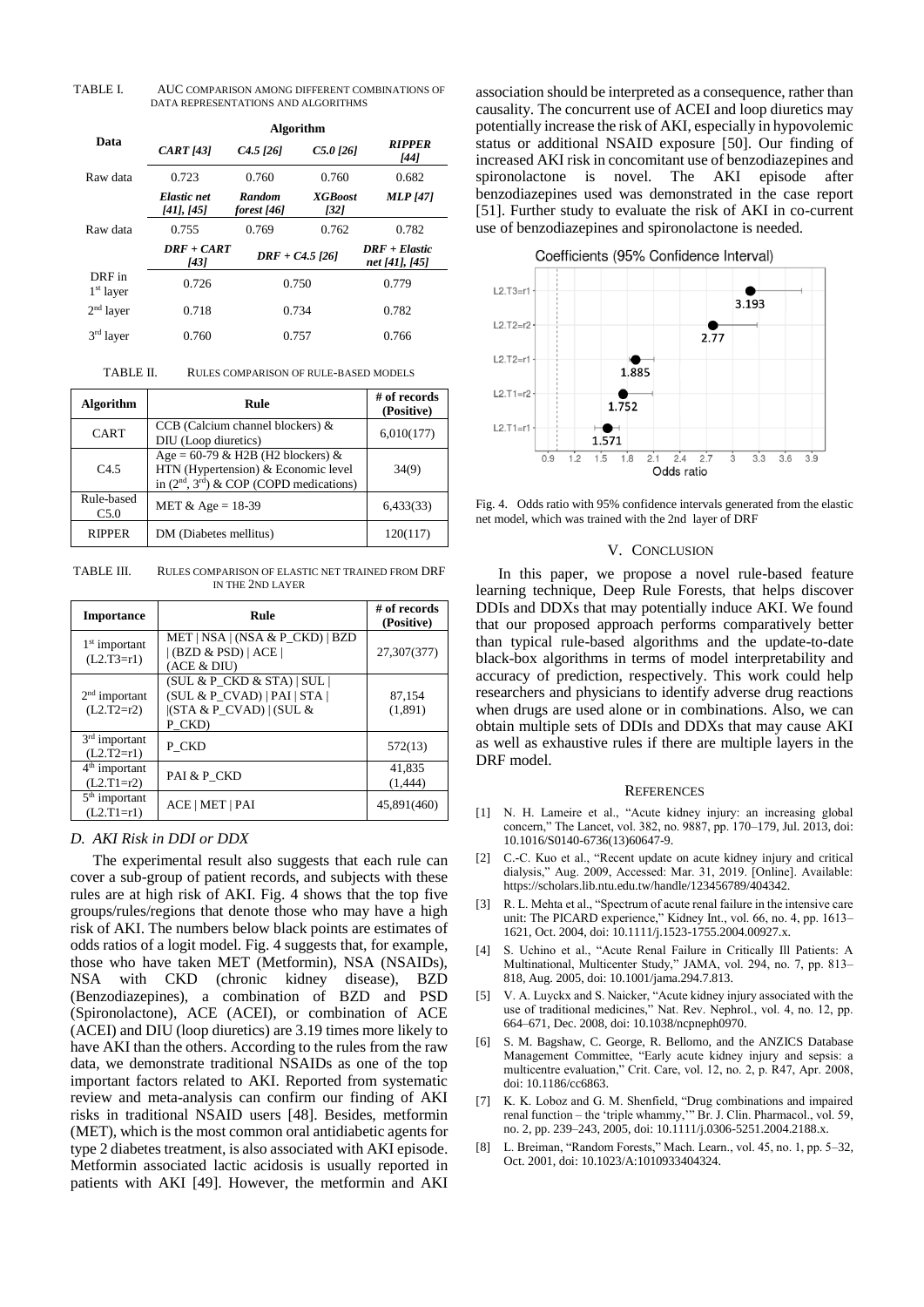TABLE I. AUC COMPARISON AMONG DIFFERENT COMBINATIONS OF DATA REPRESENTATIONS AND ALGORITHMS

| Data | Algorithm | | | |
|---|---|---|---|---|
| | *CART [43]* | *C4.5 [26]* | *C5.0 [26]* | *RIPPER [44]* |
| Raw data | 0.723 | 0.760 | 0.760 | 0.682 |
| | *Elastic net [41], [45]* | *Random forest [46]* | *XGBoost [32]* | *MLP [47]* |
| Raw data | 0.755 | 0.769 | 0.762 | 0.782 |
| | *DRF + CART [43]* | *DRF + C4.5 [26]* | | *DRF + Elastic net [41], [45]* |
| DRF in 1st layer | 0.726 | 0.750 | | 0.779 |
| 2nd layer | 0.718 | 0.734 | | 0.782 |
| 3rd layer | 0.760 | 0.757 | | 0.766 |

TABLE II. RULES COMPARISON OF RULE-BASED MODELS

| Algorithm | Rule | # of records (Positive) |
|---|---|---|
| CART | CCB (Calcium channel blockers) & DIU (Loop diuretics) | 6,010(177) |
| C4.5 | Age = 60-79 & H2B (H2 blockers) & HTN (Hypertension) & Economic level in (2nd, 3rd) & COP (COPD medications) | 34(9) |
| Rule-based C5.0 | MET & Age = 18-39 | 6,433(33) |
| RIPPER | DM (Diabetes mellitus) | 120(117) |

TABLE III. RULES COMPARISON OF ELASTIC NET TRAINED FROM DRF IN THE 2ND LAYER

| Importance | Rule | # of records (Positive) |
|---|---|---|
| 1st important (L2.T3=r1) | MET \| NSA \| (NSA & P_CKD) \| BZD \| (BZD & PSD) \| ACE \| (ACE & DIU) | 27,307(377) |
| 2nd important (L2.T2=r2) | (SUL & P_CKD & STA) \| SUL \| (SUL & P_CVAD) \| PAI \| STA \| \|(STA & P_CVAD) \| (SUL & P_CKD) | 87,154 (1,891) |
| 3rd important (L2.T2=r1) | P_CKD | 572(13) |
| 4th important (L2.T1=r2) | PAI & P_CKD | 41,835 (1,444) |
| 5th important (L2.T1=r1) | ACE \| MET \| PAI | 45,891(460) |

### D. AKI Risk in DDI or DDX

The experimental result also suggests that each rule can cover a sub-group of patient records, and subjects with these rules are at high risk of AKI. Fig. 4 shows that the top five groups/rules/regions that denote those who may have a high risk of AKI. The numbers below black points are estimates of odds ratios of a logit model. Fig. 4 suggests that, for example, those who have taken MET (Metformin), NSA (NSAIDs), NSA with CKD (chronic kidney disease), BZD (Benzodiazepines), a combination of BZD and PSD (Spironolactone), ACE (ACEI), or combination of ACE (ACEI) and DIU (loop diuretics) are 3.19 times more likely to have AKI than the others. According to the rules from the raw data, we demonstrate traditional NSAIDs as one of the top important factors related to AKI. Reported from systematic review and meta-analysis can confirm our finding of AKI risks in traditional NSAID users [48]. Besides, metformin (MET), which is the most common oral antidiabetic agents for type 2 diabetes treatment, is also associated with AKI episode. Metformin associated lactic acidosis is usually reported in patients with AKI [49]. However, the metformin and AKI association should be interpreted as a consequence, rather than causality. The concurrent use of ACEI and loop diuretics may potentially increase the risk of AKI, especially in hypovolemic status or additional NSAID exposure [50]. Our finding of increased AKI risk in concomitant use of benzodiazepines and spironolactone is novel. The AKI episode after benzodiazepines used was demonstrated in the case report [51]. Further study to evaluate the risk of AKI in co-current use of benzodiazepines and spironolactone is needed.

Fig. 4. Odds ratio with 95% confidence intervals generated from the elastic net model, which was trained with the 2nd layer of DRF

## V. CONCLUSION

In this paper, we propose a novel rule-based feature learning technique, Deep Rule Forests, that helps discover DDIs and DDXs that may potentially induce AKI. We found that our proposed approach performs comparatively better than typical rule-based algorithms and the update-to-date black-box algorithms in terms of model interpretability and accuracy of prediction, respectively. This work could help researchers and physicians to identify adverse drug reactions when drugs are used alone or in combinations. Also, we can obtain multiple sets of DDIs and DDXs that may cause AKI as well as exhaustive rules if there are multiple layers in the DRF model.

## REFERENCES

[1] N. H. Lameire et al., "Acute kidney injury: an increasing global concern," The Lancet, vol. 382, no. 9887, pp. 170–179, Jul. 2013, doi: 10.1016/S0140-6736(13)60647-9.

[2] C.-C. Kuo et al., "Recent update on acute kidney injury and critical dialysis," Aug. 2009, Accessed: Mar. 31, 2019. [Online]. Available: https://scholars.lib.ntu.edu.tw/handle/123456789/404342.

[3] R. L. Mehta et al., "Spectrum of acute renal failure in the intensive care unit: The PICARD experience," Kidney Int., vol. 66, no. 4, pp. 1613–1621, Oct. 2004, doi: 10.1111/j.1523-1755.2004.00927.x.

[4] S. Uchino et al., "Acute Renal Failure in Critically Ill Patients: A Multinational, Multicenter Study," JAMA, vol. 294, no. 7, pp. 813–818, Aug. 2005, doi: 10.1001/jama.294.7.813.

[5] V. A. Luyckx and S. Naicker, "Acute kidney injury associated with the use of traditional medicines," Nat. Rev. Nephrol., vol. 4, no. 12, pp. 664–671, Dec. 2008, doi: 10.1038/ncpneph0970.

[6] S. M. Bagshaw, C. George, R. Bellomo, and the ANZICS Database Management Committee, "Early acute kidney injury and sepsis: a multicentre evaluation," Crit. Care, vol. 12, no. 2, p. R47, Apr. 2008, doi: 10.1186/cc6863.

[7] K. K. Loboz and G. M. Shenfield, "Drug combinations and impaired renal function – the 'triple whammy,'" Br. J. Clin. Pharmacol., vol. 59, no. 2, pp. 239–243, 2005, doi: 10.1111/j.0306-5251.2004.2188.x.

[8] L. Breiman, "Random Forests," Mach. Learn., vol. 45, no. 1, pp. 5–32, Oct. 2001, doi: 10.1023/A:1010933404324.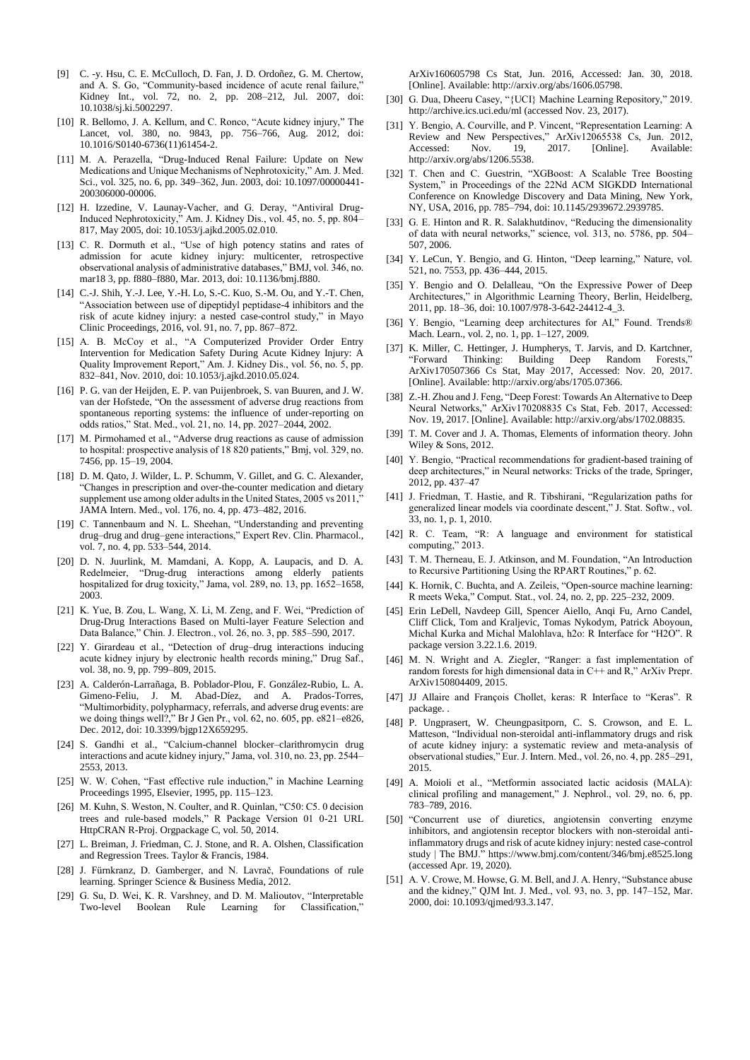[9] C. -y. Hsu, C. E. McCulloch, D. Fan, J. D. Ordoñez, G. M. Chertow, and A. S. Go, "Community-based incidence of acute renal failure," Kidney Int., vol. 72, no. 2, pp. 208–212, Jul. 2007, doi: 10.1038/sj.ki.5002297.

[10] R. Bellomo, J. A. Kellum, and C. Ronco, "Acute kidney injury," The Lancet, vol. 380, no. 9843, pp. 756–766, Aug. 2012, doi: 10.1016/S0140-6736(11)61454-2.

[11] M. A. Perazella, "Drug-Induced Renal Failure: Update on New Medications and Unique Mechanisms of Nephrotoxicity," Am. J. Med. Sci., vol. 325, no. 6, pp. 349–362, Jun. 2003, doi: 10.1097/00000441-200306000-00006.

[12] H. Izzedine, V. Launay-Vacher, and G. Deray, "Antiviral Drug-Induced Nephrotoxicity," Am. J. Kidney Dis., vol. 45, no. 5, pp. 804–817, May 2005, doi: 10.1053/j.ajkd.2005.02.010.

[13] C. R. Dormuth et al., "Use of high potency statins and rates of admission for acute kidney injury: multicenter, retrospective observational analysis of administrative databases," BMJ, vol. 346, no. mar18 3, pp. f880–f880, Mar. 2013, doi: 10.1136/bmj.f880.

[14] C.-J. Shih, Y.-J. Lee, Y.-H. Lo, S.-C. Kuo, S.-M. Ou, and Y.-T. Chen, "Association between use of dipeptidyl peptidase-4 inhibitors and the risk of acute kidney injury: a nested case-control study," in Mayo Clinic Proceedings, 2016, vol. 91, no. 7, pp. 867–872.

[15] A. B. McCoy et al., "A Computerized Provider Order Entry Intervention for Medication Safety During Acute Kidney Injury: A Quality Improvement Report," Am. J. Kidney Dis., vol. 56, no. 5, pp. 832–841, Nov. 2010, doi: 10.1053/j.ajkd.2010.05.024.

[16] P. G. van der Heijden, E. P. van Puijenbroek, S. van Buuren, and J. W. van der Hofstede, "On the assessment of adverse drug reactions from spontaneous reporting systems: the influence of under-reporting on odds ratios," Stat. Med., vol. 21, no. 14, pp. 2027–2044, 2002.

[17] M. Pirmohamed et al., "Adverse drug reactions as cause of admission to hospital: prospective analysis of 18 820 patients," Bmj, vol. 329, no. 7456, pp. 15–19, 2004.

[18] D. M. Qato, J. Wilder, L. P. Schumm, V. Gillet, and G. C. Alexander, "Changes in prescription and over-the-counter medication and dietary supplement use among older adults in the United States, 2005 vs 2011," JAMA Intern. Med., vol. 176, no. 4, pp. 473–482, 2016.

[19] C. Tannenbaum and N. L. Sheehan, "Understanding and preventing drug–drug and drug–gene interactions," Expert Rev. Clin. Pharmacol., vol. 7, no. 4, pp. 533–544, 2014.

[20] D. N. Juurlink, M. Mamdani, A. Kopp, A. Laupacis, and D. A. Redelmeier, "Drug-drug interactions among elderly patients hospitalized for drug toxicity," Jama, vol. 289, no. 13, pp. 1652–1658, 2003.

[21] K. Yue, B. Zou, L. Wang, X. Li, M. Zeng, and F. Wei, "Prediction of Drug-Drug Interactions Based on Multi-layer Feature Selection and Data Balance," Chin. J. Electron., vol. 26, no. 3, pp. 585–590, 2017.

[22] Y. Girardeau et al., "Detection of drug–drug interactions inducing acute kidney injury by electronic health records mining," Drug Saf., vol. 38, no. 9, pp. 799–809, 2015.

[23] A. Calderón-Larrañaga, B. Poblador-Plou, F. González-Rubio, L. A. Gimeno-Feliu, J. M. Abad-Díez, and A. Prados-Torres, "Multimorbidity, polypharmacy, referrals, and adverse drug events: are we doing things well?," Br J Gen Pr., vol. 62, no. 605, pp. e821–e826, Dec. 2012, doi: 10.3399/bjgp12X659295.

[24] S. Gandhi et al., "Calcium-channel blocker–clarithromycin drug interactions and acute kidney injury," Jama, vol. 310, no. 23, pp. 2544–2553, 2013.

[25] W. W. Cohen, "Fast effective rule induction," in Machine Learning Proceedings 1995, Elsevier, 1995, pp. 115–123.

[26] M. Kuhn, S. Weston, N. Coulter, and R. Quinlan, "C50: C5. 0 decision trees and rule-based models," R Package Version 01 0-21 URL HttpCRAN R-Proj. Orgpackage C, vol. 50, 2014.

[27] L. Breiman, J. Friedman, C. J. Stone, and R. A. Olshen, Classification and Regression Trees. Taylor & Francis, 1984.

[28] J. Fürnkranz, D. Gamberger, and N. Lavrač, Foundations of rule learning. Springer Science & Business Media, 2012.

[29] G. Su, D. Wei, K. R. Varshney, and D. M. Malioutov, "Interpretable Two-level Boolean Rule Learning for Classification," ArXiv160605798 Cs Stat, Jun. 2016, Accessed: Jan. 30, 2018. [Online]. Available: http://arxiv.org/abs/1606.05798.

[30] G. Dua, Dheeru Casey, "{UCI} Machine Learning Repository," 2019. http://archive.ics.uci.edu/ml (accessed Nov. 23, 2017).

[31] Y. Bengio, A. Courville, and P. Vincent, "Representation Learning: A Review and New Perspectives," ArXiv12065538 Cs, Jun. 2012, Accessed: Nov. 19, 2017. [Online]. Available: http://arxiv.org/abs/1206.5538.

[32] T. Chen and C. Guestrin, "XGBoost: A Scalable Tree Boosting System," in Proceedings of the 22Nd ACM SIGKDD International Conference on Knowledge Discovery and Data Mining, New York, NY, USA, 2016, pp. 785–794, doi: 10.1145/2939672.2939785.

[33] G. E. Hinton and R. R. Salakhutdinov, "Reducing the dimensionality of data with neural networks," science, vol. 313, no. 5786, pp. 504–507, 2006.

[34] Y. LeCun, Y. Bengio, and G. Hinton, "Deep learning," Nature, vol. 521, no. 7553, pp. 436–444, 2015.

[35] Y. Bengio and O. Delalleau, "On the Expressive Power of Deep Architectures," in Algorithmic Learning Theory, Berlin, Heidelberg, 2011, pp. 18–36, doi: 10.1007/978-3-642-24412-4_3.

[36] Y. Bengio, "Learning deep architectures for AI," Found. Trends® Mach. Learn., vol. 2, no. 1, pp. 1–127, 2009.

[37] K. Miller, C. Hettinger, J. Humpherys, T. Jarvis, and D. Kartchner, "Forward Thinking: Building Deep Random Forests," ArXiv170507366 Cs Stat, May 2017, Accessed: Nov. 20, 2017. [Online]. Available: http://arxiv.org/abs/1705.07366.

[38] Z.-H. Zhou and J. Feng, "Deep Forest: Towards An Alternative to Deep Neural Networks," ArXiv170208835 Cs Stat, Feb. 2017, Accessed: Nov. 19, 2017. [Online]. Available: http://arxiv.org/abs/1702.08835.

[39] T. M. Cover and J. A. Thomas, Elements of information theory. John Wiley & Sons, 2012.

[40] Y. Bengio, "Practical recommendations for gradient-based training of deep architectures," in Neural networks: Tricks of the trade, Springer, 2012, pp. 437–47

[41] J. Friedman, T. Hastie, and R. Tibshirani, "Regularization paths for generalized linear models via coordinate descent," J. Stat. Softw., vol. 33, no. 1, p. 1, 2010.

[42] R. C. Team, "R: A language and environment for statistical computing," 2013.

[43] T. M. Therneau, E. J. Atkinson, and M. Foundation, "An Introduction to Recursive Partitioning Using the RPART Routines," p. 62.

[44] K. Hornik, C. Buchta, and A. Zeileis, "Open-source machine learning: R meets Weka," Comput. Stat., vol. 24, no. 2, pp. 225–232, 2009.

[45] Erin LeDell, Navdeep Gill, Spencer Aiello, Anqi Fu, Arno Candel, Cliff Click, Tom and Kraljevic, Tomas Nykodym, Patrick Aboyoun, Michal Kurka and Michal Malohlava, h2o: R Interface for "H2O". R package version 3.22.1.6. 2019.

[46] M. N. Wright and A. Ziegler, "Ranger: a fast implementation of random forests for high dimensional data in C++ and R," ArXiv Prepr. ArXiv150804409, 2015.

[47] JJ Allaire and François Chollet, keras: R Interface to "Keras". R package. .

[48] P. Ungprasert, W. Cheungpasitporn, C. S. Crowson, and E. L. Matteson, "Individual non-steroidal anti-inflammatory drugs and risk of acute kidney injury: a systematic review and meta-analysis of observational studies," Eur. J. Intern. Med., vol. 26, no. 4, pp. 285–291, 2015.

[49] A. Moioli et al., "Metformin associated lactic acidosis (MALA): clinical profiling and management," J. Nephrol., vol. 29, no. 6, pp. 783–789, 2016.

[50] "Concurrent use of diuretics, angiotensin converting enzyme inhibitors, and angiotensin receptor blockers with non-steroidal anti-inflammatory drugs and risk of acute kidney injury: nested case-control study | The BMJ." https://www.bmj.com/content/346/bmj.e8525.long (accessed Apr. 19, 2020).

[51] A. V. Crowe, M. Howse, G. M. Bell, and J. A. Henry, "Substance abuse and the kidney," QJM Int. J. Med., vol. 93, no. 3, pp. 147–152, Mar. 2000, doi: 10.1093/qjmed/93.3.147.